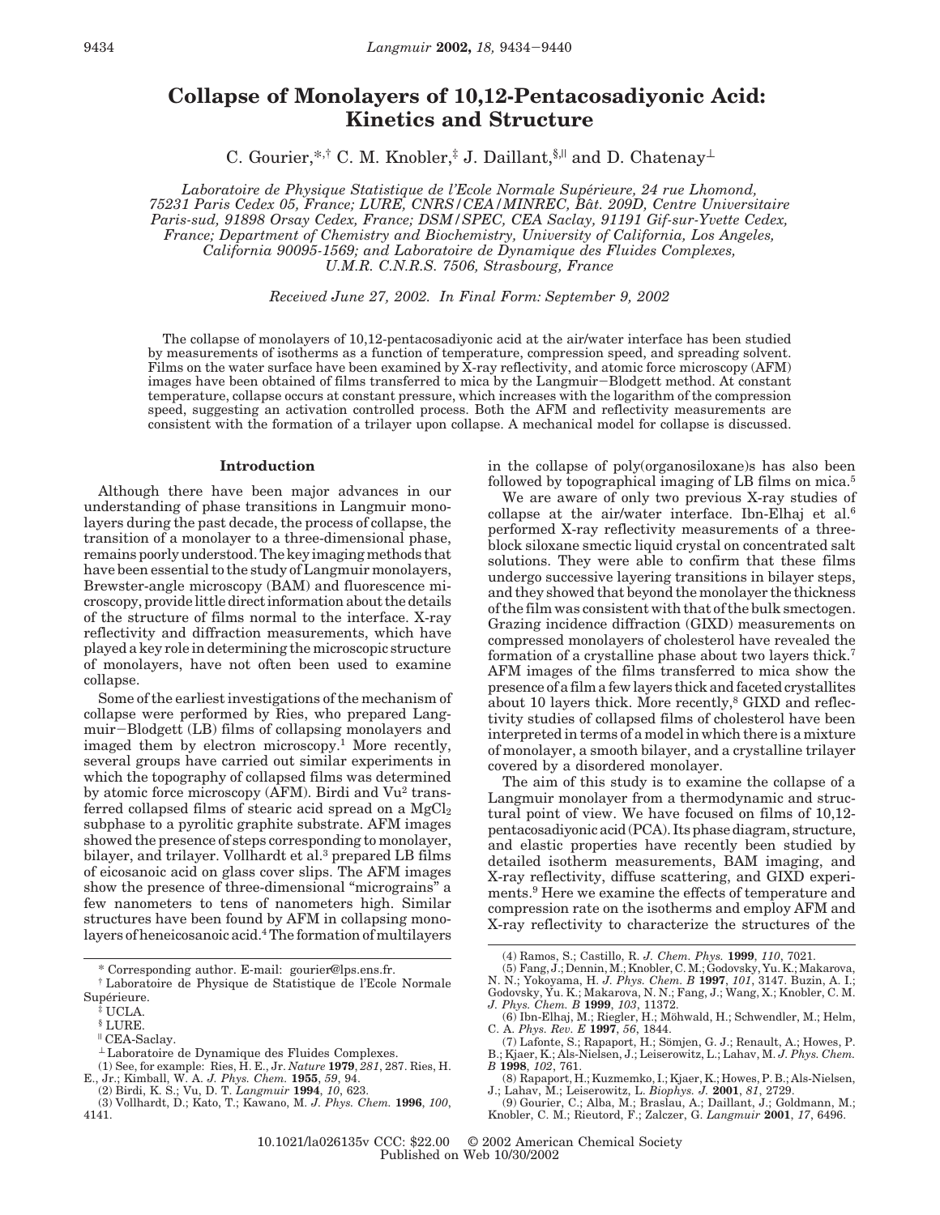# Collapse of Monolayers of 10,12-Pentacosadiyonic Acid: Kinetics and Structure

C. Gourier,*[,†] C. M. Knobler,[‡] J. Daillant,[§,||] and D. Chatenay[⊥]

*Laboratoire de Physique Statistique de l'Ecole Normale Supérieure, 24 rue Lhomond, 75231 Paris Cedex 05, France; LURE, CNRS/CEA/MINREC, Bât. 209D, Centre Universitaire Paris-sud, 91898 Orsay Cedex, France; DSM/SPEC, CEA Saclay, 91191 Gif-sur-Yvette Cedex, France; Department of Chemistry and Biochemistry, University of California, Los Angeles, California 90095-1569; and Laboratoire de Dynamique des Fluides Complexes, U.M.R. C.N.R.S. 7506, Strasbourg, France*

*Received June 27, 2002. In Final Form: September 9, 2002*

The collapse of monolayers of 10,12-pentacosadiyonic acid at the air/water interface has been studied by measurements of isotherms as a function of temperature, compression speed, and spreading solvent. Films on the water surface have been examined by X-ray reflectivity, and atomic force microscopy (AFM) images have been obtained of films transferred to mica by the Langmuir–Blodgett method. At constant temperature, collapse occurs at constant pressure, which increases with the logarithm of the compression speed, suggesting an activation controlled process. Both the AFM and reflectivity measurements are consistent with the formation of a trilayer upon collapse. A mechanical model for collapse is discussed.

## Introduction

Although there have been major advances in our understanding of phase transitions in Langmuir monolayers during the past decade, the process of collapse, the transition of a monolayer to a three-dimensional phase, remains poorly understood. The key imaging methods that have been essential to the study of Langmuir monolayers, Brewster-angle microscopy (BAM) and fluorescence microscopy, provide little direct information about the details of the structure of films normal to the interface. X-ray reflectivity and diffraction measurements, which have played a key role in determining the microscopic structure of monolayers, have not often been used to examine collapse.

Some of the earliest investigations of the mechanism of collapse were performed by Ries, who prepared Langmuir–Blodgett (LB) films of collapsing monolayers and imaged them by electron microscopy.[1] More recently, several groups have carried out similar experiments in which the topography of collapsed films was determined by atomic force microscopy (AFM). Birdi and Vu[2] transferred collapsed films of stearic acid spread on a $MgCl_2$ subphase to a pyrolitic graphite substrate. AFM images showed the presence of steps corresponding to monolayer, bilayer, and trilayer. Vollhardt et al.[3] prepared LB films of eicosanoic acid on glass cover slips. The AFM images show the presence of three-dimensional "micrograins" a few nanometers to tens of nanometers high. Similar structures have been found by AFM in collapsing monolayers of heneicosanoic acid.[4] The formation of multilayers in the collapse of poly(organosiloxane)s has also been followed by topographical imaging of LB films on mica.[5]

We are aware of only two previous X-ray studies of collapse at the air/water interface. Ibn-Elhaj et al.[6] performed X-ray reflectivity measurements of a three-block siloxane smectic liquid crystal on concentrated salt solutions. They were able to confirm that these films undergo successive layering transitions in bilayer steps, and they showed that beyond the monolayer the thickness of the film was consistent with that of the bulk smectogen. Grazing incidence diffraction (GIXD) measurements on compressed monolayers of cholesterol have revealed the formation of a crystalline phase about two layers thick.[7] AFM images of the films transferred to mica show the presence of a film a few layers thick and faceted crystallites about 10 layers thick. More recently,[8] GIXD and reflectivity studies of collapsed films of cholesterol have been interpreted in terms of a model in which there is a mixture of monolayer, a smooth bilayer, and a crystalline trilayer covered by a disordered monolayer.

The aim of this study is to examine the collapse of a Langmuir monolayer from a thermodynamic and structural point of view. We have focused on films of 10,12-pentacosadiyonic acid (PCA). Its phase diagram, structure, and elastic properties have recently been studied by detailed isotherm measurements, BAM imaging, and X-ray reflectivity, diffuse scattering, and GIXD experiments.[9] Here we examine the effects of temperature and compression rate on the isotherms and employ AFM and X-ray reflectivity to characterize the structures of the

---

\* Corresponding author. E-mail: gourier@lps.ens.fr.

† Laboratoire de Physique de Statistique de l'Ecole Normale Supérieure.

‡ UCLA.

§ LURE.

|| CEA-Saclay.

⊥ Laboratoire de Dynamique des Fluides Complexes.

(1) See, for example: Ries, H. E., Jr. *Nature* **1979**, *281*, 287. Ries, H. E., Jr.; Kimball, W. A. *J. Phys. Chem.* **1955**, *59*, 94.

(2) Birdi, K. S.; Vu, D. T. *Langmuir* **1994**, *10*, 623.

(3) Vollhardt, D.; Kato, T.; Kawano, M. *J. Phys. Chem.* **1996**, *100*, 4141.

(4) Ramos, S.; Castillo, R. *J. Chem. Phys.* **1999**, *110*, 7021.

(5) Fang, J.; Dennin, M.; Knobler, C. M.; Godovsky, Yu. K.; Makarova, N. N.; Yokoyama, H. *J. Phys. Chem. B* **1997**, *101*, 3147. Buzin, A. I.; Godovsky, Yu. K.; Makarova, N. N.; Fang, J.; Wang, X.; Knobler, C. M. *J. Phys. Chem. B* **1999**, *103*, 11372.

(6) Ibn-Elhaj, M.; Riegler, H.; Möhwald, H.; Schwendler, M.; Helm, C. A. *Phys. Rev. E* **1997**, *56*, 1844.

(7) Lafonte, S.; Rapaport, H.; Sömjen, G. J.; Renault, A.; Howes, P. B.; Kjaer, K.; Als-Nielsen, J.; Leiserowitz, L.; Lahav, M. *J. Phys. Chem. B* **1998**, *102*, 761.

(8) Rapaport, H.; Kuzmemko, I.; Kjaer, K.; Howes, P. B.; Als-Nielsen, J.; Lahav, M.; Leiserowitz, L. *Biophys. J.* **2001**, *81*, 2729.

(9) Gourier, C.; Alba, M.; Braslau, A.; Daillant, J.; Goldmann, M.; Knobler, C. M.; Rieutord, F.; Zalczer, G. *Langmuir* **2001**, *17*, 6496.

10.1021/la026135v CCC: $22.00 © 2002 American Chemical Society
Published on Web 10/30/2002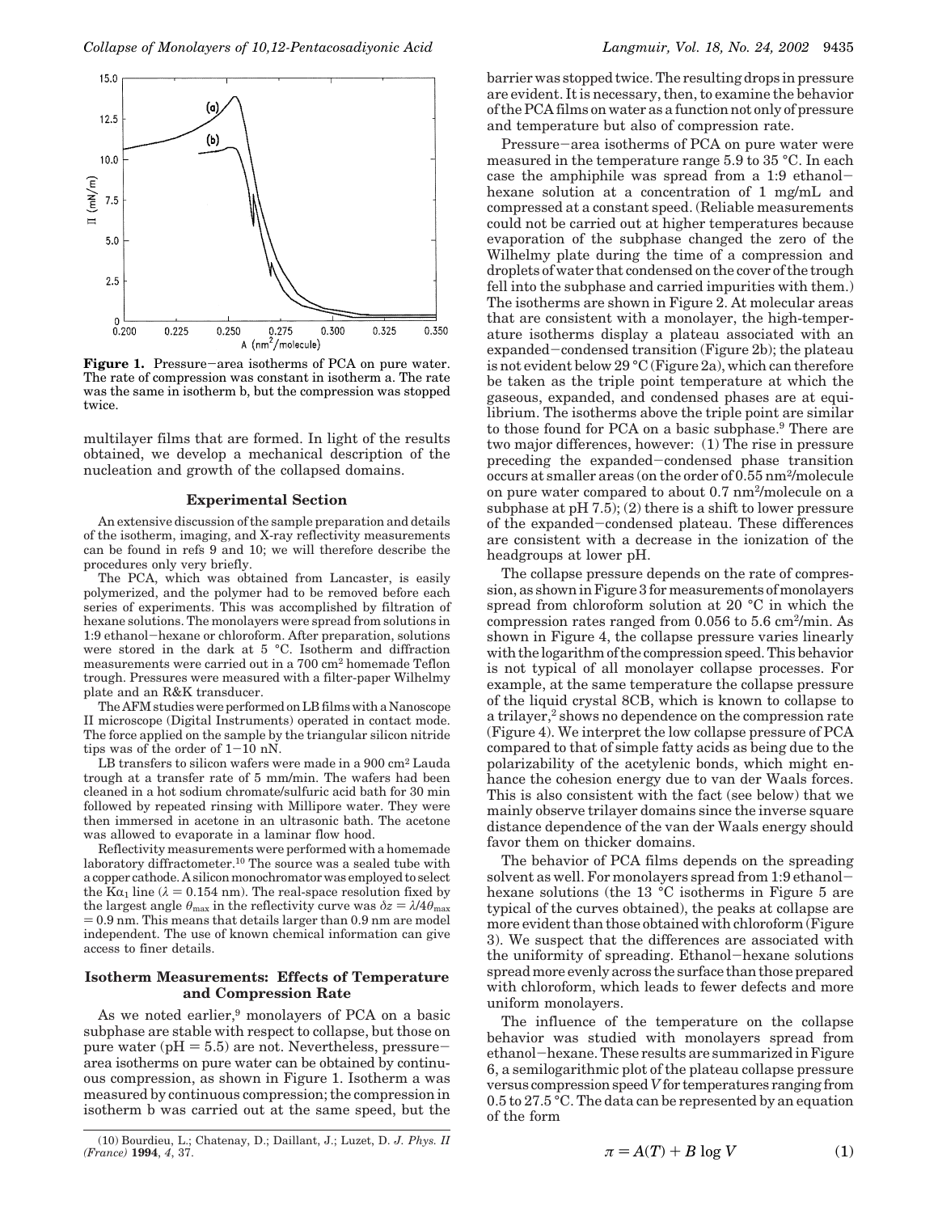Figure 1. Pressure–area isotherms of PCA on pure water. The rate of compression was constant in isotherm a. The rate was the same in isotherm b, but the compression was stopped twice.

multilayer films that are formed. In light of the results obtained, we develop a mechanical description of the nucleation and growth of the collapsed domains.

## Experimental Section

An extensive discussion of the sample preparation and details of the isotherm, imaging, and X-ray reflectivity measurements can be found in refs 9 and 10; we will therefore describe the procedures only very briefly.

The PCA, which was obtained from Lancaster, is easily polymerized, and the polymer had to be removed before each series of experiments. This was accomplished by filtration of hexane solutions. The monolayers were spread from solutions in 1:9 ethanol–hexane or chloroform. After preparation, solutions were stored in the dark at 5 °C. Isotherm and diffraction measurements were carried out in a 700 cm$^2$ homemade Teflon trough. Pressures were measured with a filter-paper Wilhelmy plate and an R&K transducer.

The AFM studies were performed on LB films with a Nanoscope II microscope (Digital Instruments) operated in contact mode. The force applied on the sample by the triangular silicon nitride tips was of the order of 1–10 nN.

LB transfers to silicon wafers were made in a 900 cm$^2$ Lauda trough at a transfer rate of 5 mm/min. The wafers had been cleaned in a hot sodium chromate/sulfuric acid bath for 30 min followed by repeated rinsing with Millipore water. They were then immersed in acetone in an ultrasonic bath. The acetone was allowed to evaporate in a laminar flow hood.

Reflectivity measurements were performed with a homemade laboratory diffractometer.[10] The source was a sealed tube with a copper cathode. A silicon monochromator was employed to select the K$\alpha_1$ line ($\lambda$ = 0.154 nm). The real-space resolution fixed by the largest angle $\theta_{max}$ in the reflectivity curve was $\delta z = \lambda/4\theta_{max}$ = 0.9 nm. This means that details larger than 0.9 nm are model independent. The use of known chemical information can give access to finer details.

## Isotherm Measurements: Effects of Temperature and Compression Rate

As we noted earlier,[9] monolayers of PCA on a basic subphase are stable with respect to collapse, but those on pure water (pH = 5.5) are not. Nevertheless, pressure–area isotherms on pure water can be obtained by continuous compression, as shown in Figure 1. Isotherm a was measured by continuous compression; the compression in isotherm b was carried out at the same speed, but the barrier was stopped twice. The resulting drops in pressure are evident. It is necessary, then, to examine the behavior of the PCA films on water as a function not only of pressure and temperature but also of compression rate.

Pressure–area isotherms of PCA on pure water were measured in the temperature range 5.9 to 35 °C. In each case the amphiphile was spread from a 1:9 ethanol–hexane solution at a concentration of 1 mg/mL and compressed at a constant speed. (Reliable measurements could not be carried out at higher temperatures because evaporation of the subphase changed the zero of the Wilhelmy plate during the time of a compression and droplets of water that condensed on the cover of the trough fell into the subphase and carried impurities with them.) The isotherms are shown in Figure 2. At molecular areas that are consistent with a monolayer, the high-temperature isotherms display a plateau associated with an expanded–condensed transition (Figure 2b); the plateau is not evident below 29 °C (Figure 2a), which can therefore be taken as the triple point temperature at which the gaseous, expanded, and condensed phases are at equilibrium. The isotherms above the triple point are similar to those found for PCA on a basic subphase.[9] There are two major differences, however: (1) The rise in pressure preceding the expanded–condensed phase transition occurs at smaller areas (on the order of 0.55 nm$^2$/molecule on pure water compared to about 0.7 nm$^2$/molecule on a subphase at pH 7.5); (2) there is a shift to lower pressure of the expanded–condensed plateau. These differences are consistent with a decrease in the ionization of the headgroups at lower pH.

The collapse pressure depends on the rate of compression, as shown in Figure 3 for measurements of monolayers spread from chloroform solution at 20 °C in which the compression rates ranged from 0.056 to 5.6 cm$^2$/min. As shown in Figure 4, the collapse pressure varies linearly with the logarithm of the compression speed. This behavior is not typical of all monolayer collapse processes. For example, at the same temperature the collapse pressure of the liquid crystal 8CB, which is known to collapse to a trilayer,[2] shows no dependence on the compression rate (Figure 4). We interpret the low collapse pressure of PCA compared to that of simple fatty acids as being due to the polarizability of the acetylenic bonds, which might enhance the cohesion energy due to van der Waals forces. This is also consistent with the fact (see below) that we mainly observe trilayer domains since the inverse square distance dependence of the van der Waals energy should favor them on thicker domains.

The behavior of PCA films depends on the spreading solvent as well. For monolayers spread from 1:9 ethanol–hexane solutions (the 13 °C isotherms in Figure 5 are typical of the curves obtained), the peaks at collapse are more evident than those obtained with chloroform (Figure 3). We suspect that the differences are associated with the uniformity of spreading. Ethanol–hexane solutions spread more evenly across the surface than those prepared with chloroform, which leads to fewer defects and more uniform monolayers.

The influence of the temperature on the collapse behavior was studied with monolayers spread from ethanol–hexane. These results are summarized in Figure 6, a semilogarithmic plot of the plateau collapse pressure versus compression speed $V$ for temperatures ranging from 0.5 to 27.5 °C. The data can be represented by an equation of the form

$$\pi = A(T) + B \log V \quad (1)$$

(10) Bourdieu, L.; Chatenay, D.; Daillant, J.; Luzet, D. *J. Phys. II (France)* **1994**, *4*, 37.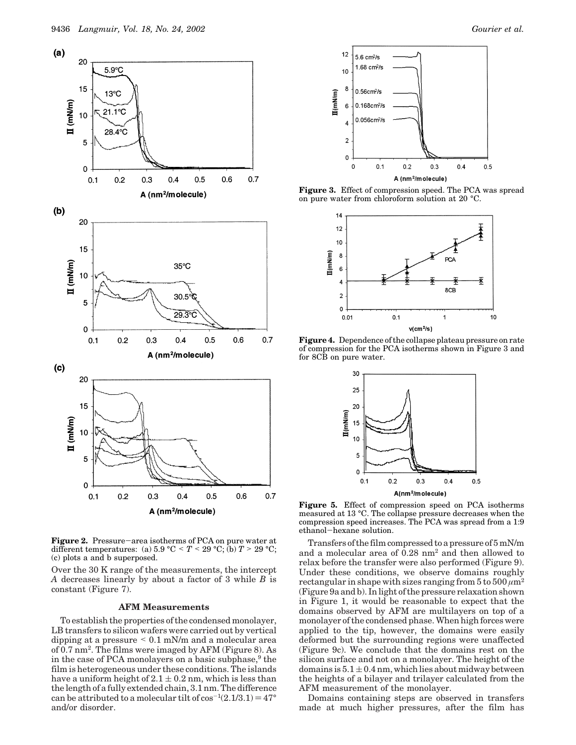**Figure 2.** Pressure–area isotherms of PCA on pure water at different temperatures: (a) 5.9 °C < $T$ < 29 °C; (b) $T$ > 29 °C; (c) plots a and b superposed.

Over the 30 K range of the measurements, the intercept $A$ decreases linearly by about a factor of 3 while $B$ is constant (Figure 7).

## AFM Measurements

To establish the properties of the condensed monolayer, LB transfers to silicon wafers were carried out by vertical dipping at a pressure < 0.1 mN/m and a molecular area of 0.7 nm$^2$. The films were imaged by AFM (Figure 8). As in the case of PCA monolayers on a basic subphase,[9] the film is heterogeneous under these conditions. The islands have a uniform height of 2.1 ± 0.2 nm, which is less than the length of a fully extended chain, 3.1 nm. The difference can be attributed to a molecular tilt of $\cos^{-1}(2.1/3.1) = 47°$ and/or disorder.

**Figure 3.** Effect of compression speed. The PCA was spread on pure water from chloroform solution at 20 °C.

**Figure 4.** Dependence of the collapse plateau pressure on rate of compression for the PCA isotherms shown in Figure 3 and for 8CB on pure water.

**Figure 5.** Effect of compression speed on PCA isotherms measured at 13 °C. The collapse pressure decreases when the compression speed increases. The PCA was spread from a 1:9 ethanol–hexane solution.

Transfers of the film compressed to a pressure of 5 mN/m and a molecular area of 0.28 nm$^2$ and then allowed to relax before the transfer were also performed (Figure 9). Under these conditions, we observe domains roughly rectangular in shape with sizes ranging from 5 to 500 μm$^2$ (Figure 9a and b). In light of the pressure relaxation shown in Figure 1, it would be reasonable to expect that the domains observed by AFM are multilayers on top of a monolayer of the condensed phase. When high forces were applied to the tip, however, the domains were easily deformed but the surrounding regions were unaffected (Figure 9c). We conclude that the domains rest on the silicon surface and not on a monolayer. The height of the domains is 5.1 ± 0.4 nm, which lies about midway between the heights of a bilayer and trilayer calculated from the AFM measurement of the monolayer.

Domains containing steps are observed in transfers made at much higher pressures, after the film has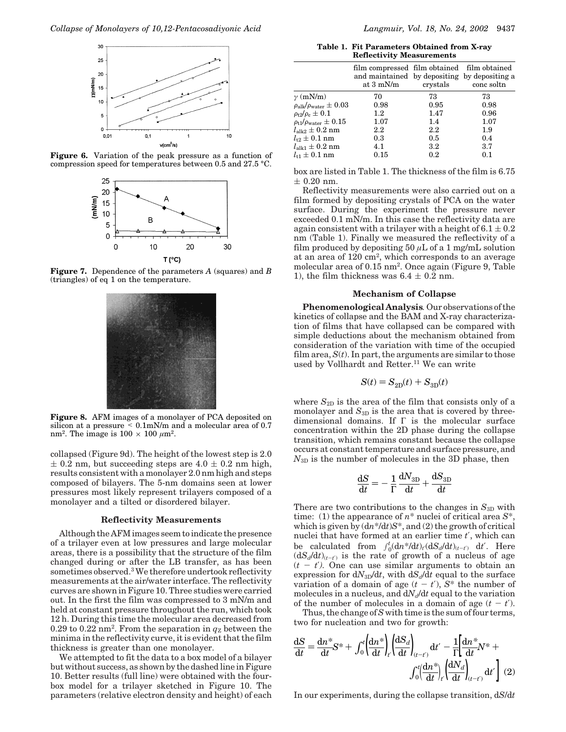**Figure 6.** Variation of the peak pressure as a function of compression speed for temperatures between 0.5 and 27.5 °C.

**Figure 7.** Dependence of the parameters $A$ (squares) and $B$ (triangles) of eq 1 on the temperature.

**Figure 8.** AFM images of a monolayer of PCA deposited on silicon at a pressure < 0.1mN/m and a molecular area of 0.7 nm$^2$. The image is 100 × 100 $\mu$m$^2$.

collapsed (Figure 9d). The height of the lowest step is 2.0 ± 0.2 nm, but succeeding steps are 4.0 ± 0.2 nm high, results consistent with a monolayer 2.0 nm high and steps composed of bilayers. The 5-nm domains seen at lower pressures most likely represent trilayers composed of a monolayer and a tilted or disordered bilayer.

## Reflectivity Measurements

Although the AFM images seem to indicate the presence of a trilayer even at low pressures and large molecular areas, there is a possibility that the structure of the film changed during or after the LB transfer, as has been sometimes observed.[3] We therefore undertook reflectivity measurements at the air/water interface. The reflectivity curves are shown in Figure 10. Three studies were carried out. In the first the film was compressed to 3 mN/m and held at constant pressure throughout the run, which took 12 h. During this time the molecular area decreased from 0.29 to 0.22 nm$^2$. From the separation in $q_Z$ between the minima in the reflectivity curve, it is evident that the film thickness is greater than one monolayer.

We attempted to fit the data to a box model of a bilayer but without success, as shown by the dashed line in Figure 10. Better results (full line) were obtained with the four-box model for a trilayer sketched in Figure 10. The parameters (relative electron density and height) of each box are listed in Table 1. The thickness of the film is 6.75 ± 0.20 nm.

**Table 1. Fit Parameters Obtained from X-ray Reflectivity Measurements**

| | film compressed and maintained at 3 mN/m | film obtained by depositing crystals | film obtained by depositing a conc soltn |
|---|---|---|---|
| $\gamma$ (mN/m) | 70 | 73 | 73 |
| $\rho_{alk}/\rho_{water} \pm 0.03$ | 0.98 | 0.95 | 0.98 |
| $\rho_{t2}/\rho_{c} \pm 0.1$ | 1.2 | 1.47 | 0.96 |
| $\rho_{t1}/\rho_{water} \pm 0.15$ | 1.07 | 1.4 | 1.07 |
| $l_{alk2} \pm 0.2$ nm | 2.2 | 2.2 | 1.9 |
| $l_{t2} \pm 0.1$ nm | 0.3 | 0.5 | 0.4 |
| $l_{alk1} \pm 0.2$ nm | 4.1 | 3.2 | 3.7 |
| $l_{t1} \pm 0.1$ nm | 0.15 | 0.2 | 0.1 |

Reflectivity measurements were also carried out on a film formed by depositing crystals of PCA on the water surface. During the experiment the pressure never exceeded 0.1 mN/m. In this case the reflectivity data are again consistent with a trilayer with a height of 6.1 ± 0.2 nm (Table 1). Finally we measured the reflectivity of a film produced by depositing 50 $\mu$L of a 1 mg/mL solution at an area of 120 cm$^2$, which corresponds to an average molecular area of 0.15 nm$^2$. Once again (Figure 9, Table 1), the film thickness was 6.4 ± 0.2 nm.

## Mechanism of Collapse

**Phenomenological Analysis**. Our observations of the kinetics of collapse and the BAM and X-ray characterization of films that have collapsed can be compared with simple deductions about the mechanism obtained from consideration of the variation with time of the occupied film area, $S(t)$. In part, the arguments are similar to those used by Vollhardt and Retter.[11] We can write

$$S(t) = S_{2D}(t) + S_{3D}(t)$$

where $S_{2D}$ is the area of the film that consists only of a monolayer and $S_{3D}$ is the area that is covered by three-dimensional domains. If $\Gamma$ is the molecular surface concentration within the 2D phase during the collapse transition, which remains constant because the collapse occurs at constant temperature and surface pressure, and $N_{3D}$ is the number of molecules in the 3D phase, then

$$\frac{dS}{dt} = -\frac{1}{\Gamma}\frac{dN_{3D}}{dt} + \frac{dS_{3D}}{dt}$$

There are two contributions to the changes in $S_{3D}$ with time: (1) the appearance of $n^*$ nuclei of critical area $S^*$, which is given by $(dn^*/dt)S^*$, and (2) the growth of critical nuclei that have formed at an earlier time $t'$, which can be calculated from $\int_0^t (dn^*/dt)_{t'}(dS_d/dt)_{(t-t')}\,dt'$. Here $(dS_d/dt)_{(t-t')}$ is the rate of growth of a nucleus of age $(t - t')$. One can use similar arguments to obtain an expression for $dN_{3D}/dt$, with $dS_d/dt$ equal to the surface variation of a domain of age $(t - t')$, $S^*$ the number of molecules in a nucleus, and $dN_d/dt$ equal to the variation of the number of molecules in a domain of age $(t - t')$.

Thus, the change of $S$ with time is the sum of four terms, two for nucleation and two for growth:

$$\frac{dS}{dt} = \frac{dn^*}{dt}S^* + \int_0^t\left(\frac{dn^*}{dt}\right)_{t'}\left(\frac{dS_d}{dt}\right)_{(t-t')}dt' - \frac{1}{\Gamma}\left[\frac{dn^*}{dt}N^* + \int_0^t\left(\frac{dn^*}{dt}\right)_{t'}\left(\frac{dN_d}{dt}\right)_{(t-t')}dt'\right] \quad (2)$$

In our experiments, during the collapse transition, $dS/dt$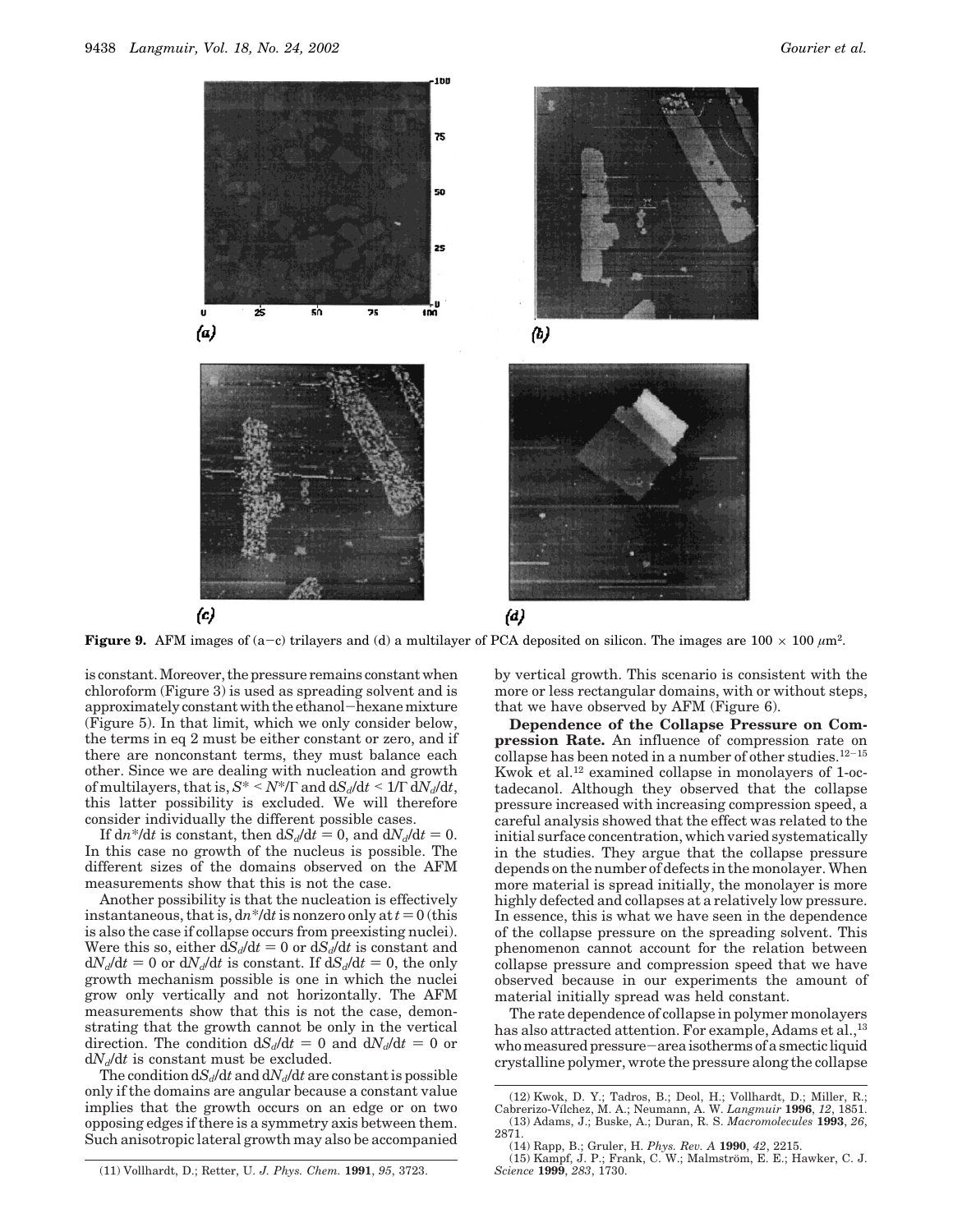**Figure 9.** AFM images of (a–c) trilayers and (d) a multilayer of PCA deposited on silicon. The images are $100 \times 100$ $\mu m^2$.

is constant. Moreover, the pressure remains constant when chloroform (Figure 3) is used as spreading solvent and is approximately constant with the ethanol–hexane mixture (Figure 5). In that limit, which we only consider below, the terms in eq 2 must be either constant or zero, and if there are nonconstant terms, they must balance each other. Since we are dealing with nucleation and growth of multilayers, that is, $S^* < N^*/\Gamma$ and $dS_d/dt < 1/\Gamma \, dN_d/dt$, this latter possibility is excluded. We will therefore consider individually the different possible cases.

If $dn^*/dt$ is constant, then $dS_d/dt = 0$, and $dN_d/dt = 0$. In this case no growth of the nucleus is possible. The different sizes of the domains observed on the AFM measurements show that this is not the case.

Another possibility is that the nucleation is effectively instantaneous, that is, $dn^*/dt$ is nonzero only at $t = 0$ (this is also the case if collapse occurs from preexisting nuclei). Were this so, either $dS_d/dt = 0$ or $dS_d/dt$ is constant and $dN_d/dt = 0$ or $dN_d/dt$ is constant. If $dS_d/dt = 0$, the only growth mechanism possible is one in which the nuclei grow only vertically and not horizontally. The AFM measurements show that this is not the case, demonstrating that the growth cannot be only in the vertical direction. The condition $dS_d/dt = 0$ and $dN_d/dt = 0$ or $dN_d/dt$ is constant must be excluded.

The condition $dS_d/dt$ and $dN_d/dt$ are constant is possible only if the domains are angular because a constant value implies that the growth occurs on an edge or on two opposing edges if there is a symmetry axis between them. Such anisotropic lateral growth may also be accompanied by vertical growth. This scenario is consistent with the more or less rectangular domains, with or without steps, that we have observed by AFM (Figure 6).

**Dependence of the Collapse Pressure on Compression Rate.** An influence of compression rate on collapse has been noted in a number of other studies.[12–15] Kwok et al.[12] examined collapse in monolayers of 1-octadecanol. Although they observed that the collapse pressure increased with increasing compression speed, a careful analysis showed that the effect was related to the initial surface concentration, which varied systematically in the studies. They argue that the collapse pressure depends on the number of defects in the monolayer. When more material is spread initially, the monolayer is more highly defected and collapses at a relatively low pressure. In essence, this is what we have seen in the dependence of the collapse pressure on the spreading solvent. This phenomenon cannot account for the relation between collapse pressure and compression speed that we have observed because in our experiments the amount of material initially spread was held constant.

The rate dependence of collapse in polymer monolayers has also attracted attention. For example, Adams et al.,[13] who measured pressure–area isotherms of a smectic liquid crystalline polymer, wrote the pressure along the collapse

(11) Vollhardt, D.; Retter, U. *J. Phys. Chem.* **1991**, *95*, 3723.

(12) Kwok, D. Y.; Tadros, B.; Deol, H.; Vollhardt, D.; Miller, R.; Cabrerizo-Vílchez, M. A.; Neumann, A. W. *Langmuir* **1996**, *12*, 1851.

(13) Adams, J.; Buske, A.; Duran, R. S. *Macromolecules* **1993**, *26*, 2871.

(14) Rapp, B.; Gruler, H. *Phys. Rev. A* **1990**, *42*, 2215.

(15) Kampf, J. P.; Frank, C. W.; Malmström, E. E.; Hawker, C. J. *Science* **1999**, *283*, 1730.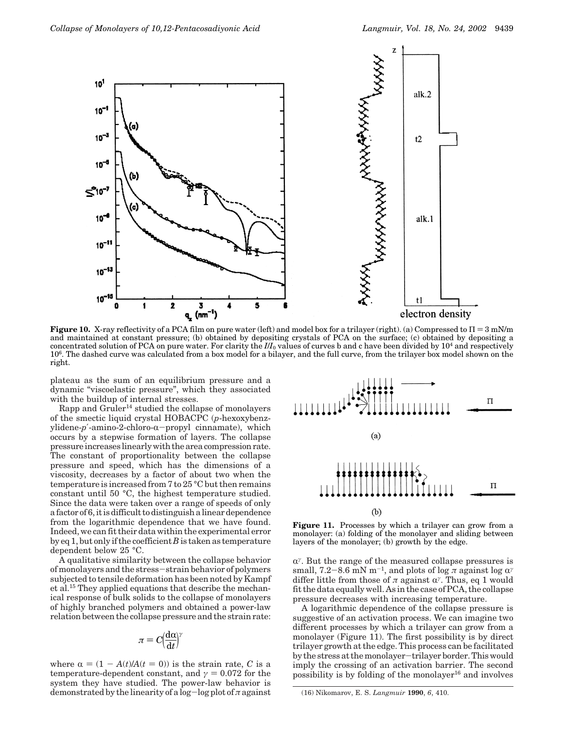**Figure 10.** X-ray reflectivity of a PCA film on pure water (left) and model box for a trilayer (right). (a) Compressed to $\Pi = 3$ mN/m and maintained at constant pressure; (b) obtained by depositing crystals of PCA on the surface; (c) obtained by depositing a concentrated solution of PCA on pure water. For clarity the $I/I_0$ values of curves b and c have been divided by $10^4$ and respectively $10^6$. The dashed curve was calculated from a box model for a bilayer, and the full curve, from the trilayer box model shown on the right.

plateau as the sum of an equilibrium pressure and a dynamic "viscoelastic pressure", which they associated with the buildup of internal stresses.

Rapp and Gruler[14] studied the collapse of monolayers of the smectic liquid crystal HOBACPC (p-hexoxybenzylidene-p′-amino-2-chloro-α−propyl cinnamate), which occurs by a stepwise formation of layers. The collapse pressure increases linearly with the area compression rate. The constant of proportionality between the collapse pressure and speed, which has the dimensions of a viscosity, decreases by a factor of about two when the temperature is increased from 7 to 25 °C but then remains constant until 50 °C, the highest temperature studied. Since the data were taken over a range of speeds of only a factor of 6, it is difficult to distinguish a linear dependence from the logarithmic dependence that we have found. Indeed, we can fit their data within the experimental error by eq 1, but only if the coefficient $B$ is taken as temperature dependent below 25 °C.

A qualitative similarity between the collapse behavior of monolayers and the stress−strain behavior of polymers subjected to tensile deformation has been noted by Kampf et al.[15] They applied equations that describe the mechanical response of bulk solids to the collapse of monolayers of highly branched polymers and obtained a power-law relation between the collapse pressure and the strain rate:

$$\pi = C\left(\frac{d\alpha}{dt}\right)^{\gamma}$$

where $\alpha = (1 - A(t)/A(t = 0))$ is the strain rate, $C$ is a temperature-dependent constant, and $\gamma = 0.072$ for the system they have studied. The power-law behavior is demonstrated by the linearity of a log−log plot of $\pi$ against $\alpha^{\gamma}$. But the range of the measured collapse pressures is small, 7.2−8.6 mN m$^{-1}$, and plots of log $\pi$ against log $\alpha^{\gamma}$ differ little from those of $\pi$ against $\alpha^{\gamma}$. Thus, eq 1 would fit the data equally well. As in the case of PCA, the collapse pressure decreases with increasing temperature.

A logarithmic dependence of the collapse pressure is suggestive of an activation process. We can imagine two different processes by which a trilayer can grow from a monolayer (Figure 11). The first possibility is by direct trilayer growth at the edge. This process can be facilitated by the stress at the monolayer−trilayer border. This would imply the crossing of an activation barrier. The second possibility is by folding of the monolayer[16] and involves

**Figure 11.** Processes by which a trilayer can grow from a monolayer: (a) folding of the monolayer and sliding between layers of the monolayer; (b) growth by the edge.

(16) Nikomarov, E. S. *Langmuir* **1990**, *6*, 410.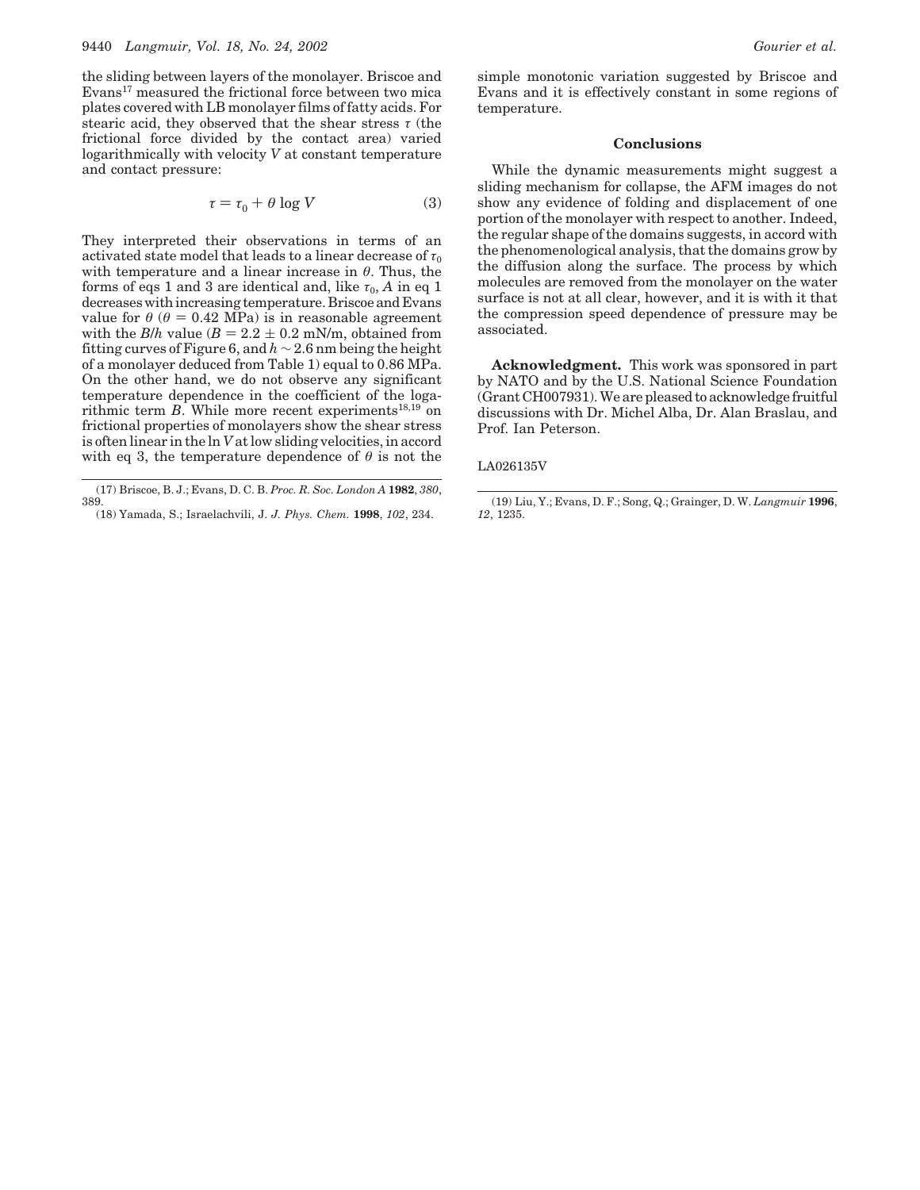the sliding between layers of the monolayer. Briscoe and Evans[17] measured the frictional force between two mica plates covered with LB monolayer films of fatty acids. For stearic acid, they observed that the shear stress $\tau$ (the frictional force divided by the contact area) varied logarithmically with velocity $V$ at constant temperature and contact pressure:

$$\tau = \tau_0 + \theta \log V \tag{3}$$

They interpreted their observations in terms of an activated state model that leads to a linear decrease of $\tau_0$ with temperature and a linear increase in $\theta$. Thus, the forms of eqs 1 and 3 are identical and, like $\tau_0$, $A$ in eq 1 decreases with increasing temperature. Briscoe and Evans value for $\theta$ ($\theta = 0.42$ MPa) is in reasonable agreement with the $B/h$ value ($B = 2.2 \pm 0.2$ mN/m, obtained from fitting curves of Figure 6, and $h \sim 2.6$ nm being the height of a monolayer deduced from Table 1) equal to 0.86 MPa. On the other hand, we do not observe any significant temperature dependence in the coefficient of the logarithmic term $B$. While more recent experiments[18,19] on frictional properties of monolayers show the shear stress is often linear in the $\ln V$ at low sliding velocities, in accord with eq 3, the temperature dependence of $\theta$ is not the simple monotonic variation suggested by Briscoe and Evans and it is effectively constant in some regions of temperature.

## Conclusions

While the dynamic measurements might suggest a sliding mechanism for collapse, the AFM images do not show any evidence of folding and displacement of one portion of the monolayer with respect to another. Indeed, the regular shape of the domains suggests, in accord with the phenomenological analysis, that the domains grow by the diffusion along the surface. The process by which molecules are removed from the monolayer on the water surface is not at all clear, however, and it is with it that the compression speed dependence of pressure may be associated.

**Acknowledgment.** This work was sponsored in part by NATO and by the U.S. National Science Foundation (Grant CH007931). We are pleased to acknowledge fruitful discussions with Dr. Michel Alba, Dr. Alan Braslau, and Prof. Ian Peterson.

LA026135V

(17) Briscoe, B. J.; Evans, D. C. B. *Proc. R. Soc. London A* **1982**, *380*, 389.

(18) Yamada, S.; Israelachvili, J. *J. Phys. Chem.* **1998**, *102*, 234.

(19) Liu, Y.; Evans, D. F.; Song, Q.; Grainger, D. W. *Langmuir* **1996**, *12*, 1235.